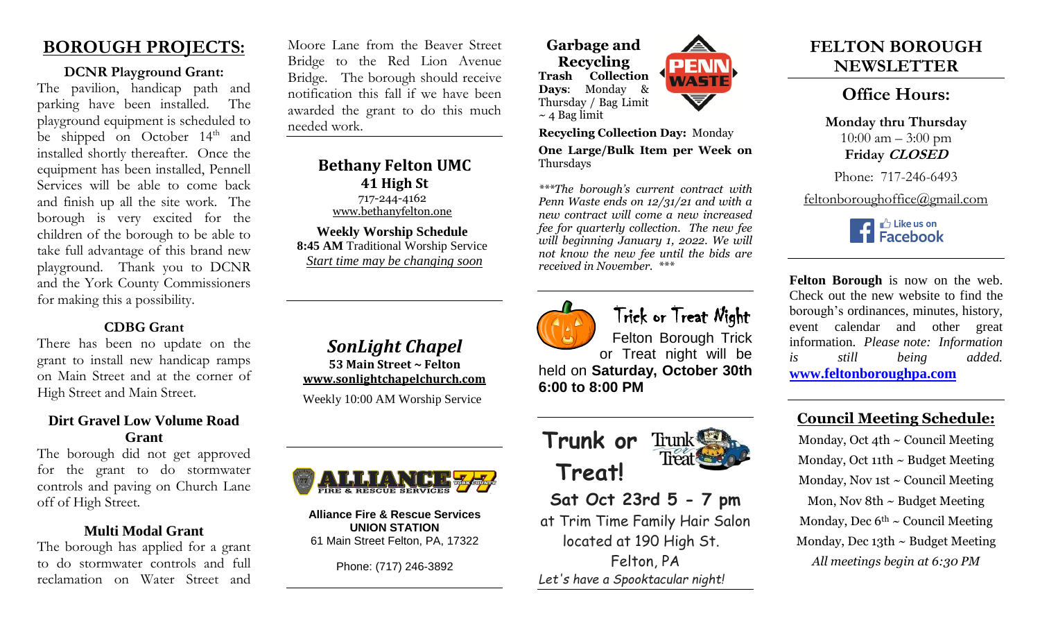## BOROUGH PROJECTS:

### DCNR Playground Grant:

The pavilion, handicap path and parking have been installed. The playground equipment is scheduled to be shipped on October 14th and installed shortly thereafter. Once the equipment has been installed, Pennell Services will be able to come back and finish up all the site work. The borough is very excited for the children of the borough to be able to take full advantage of this brand new playground. Thank you to DCNR and the York County Commissioners for making this a possibility.

### CDBG Grant

There has been no update on the grant to install new handicap ramps on Main Street and at the corner of High Street and Main Street.

### Dirt Gravel Low Volume Road Grant

The borough did not get approved for the grant to do stormwater controls and paving on Church Lane off of High Street.

### Multi Modal Grant

The borough has applied for a grant to do stormwater controls and full reclamation on Water Street and Moore Lane from the Beaver Street Bridge to the Red Lion Avenue Bridge. The borough should receive notification this fall if we have been awarded the grant to do this much needed work.

---

**Bethany Felton UMC**
**41 High St**
717-244-4162
www.bethanyfelton.one

**Weekly Worship Schedule**
**8:45 AM** Traditional Worship Service
*Start time may be changing soon*

---

***SonLight Chapel***
**53 Main Street ~ Felton**
**www.sonlightchapelchurch.com**
Weekly 10:00 AM Worship Service

---

ALLIANCE 77 FIRE & RESCUE SERVICES YORK COUNTY

**Alliance Fire & Rescue Services**
**UNION STATION**
61 Main Street Felton, PA, 17322

Phone: (717) 246-3892

---

**Garbage and Recycling**

**Trash Collection Days**: Monday & Thursday / Bag Limit ~ 4 Bag limit

PENN WASTE

**Recycling Collection Day:** Monday

**One Large/Bulk Item per Week on** Thursdays

****The borough's current contract with Penn Waste ends on 12/31/21 and with a new contract will come a new increased fee for quarterly collection. The new fee will beginning January 1, 2022. We will not know the new fee until the bids are received in November. ****

---

**Trick or Treat Night**

Felton Borough Trick or Treat night will be held on **Saturday, October 30th 6:00 to 8:00 PM**

---

**Trunk or Treat!**

**Sat Oct 23rd 5 - 7 pm**
at Trim Time Family Hair Salon
located at 190 High St.
Felton, PA
*Let's have a Spooktacular night!*

---

## FELTON BOROUGH NEWSLETTER

### Office Hours:

**Monday thru Thursday**
10:00 am – 3:00 pm
**Friday *CLOSED***

Phone: 717-246-6493

feltonboroughoffice@gmail.com

Like us on Facebook

---

**Felton Borough** is now on the web. Check out the new website to find the borough's ordinances, minutes, history, event calendar and other great information. *Please note: Information is still being added.* **www.feltonboroughpa.com**

---

### Council Meeting Schedule:

Monday, Oct 4th ~ Council Meeting
Monday, Oct 11th ~ Budget Meeting
Monday, Nov 1st ~ Council Meeting
Mon, Nov 8th ~ Budget Meeting
Monday, Dec 6th ~ Council Meeting
Monday, Dec 13th ~ Budget Meeting
*All meetings begin at 6:30 PM*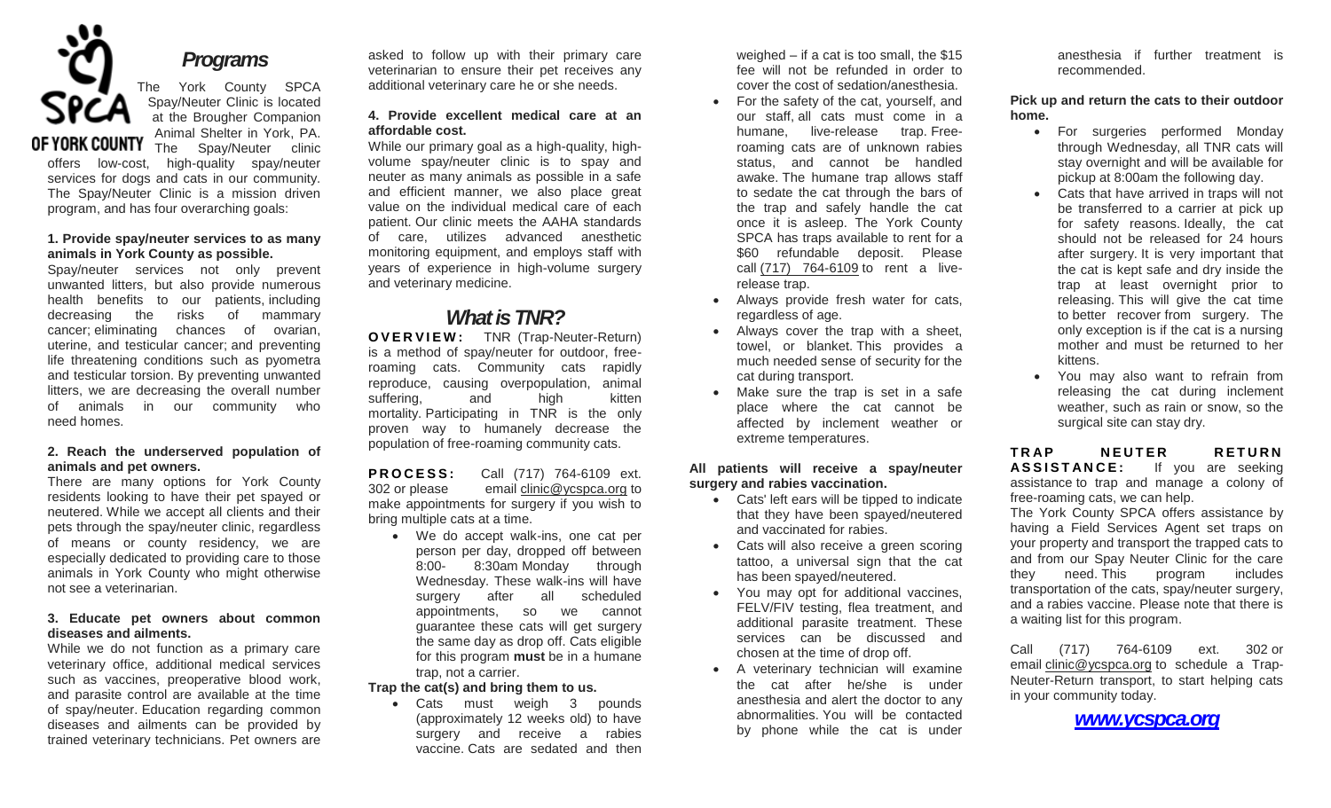SPCA OF YORK COUNTY

## Programs

The York County SPCA Spay/Neuter Clinic is located at the Brougher Companion Animal Shelter in York, PA. The Spay/Neuter clinic offers low-cost, high-quality spay/neuter services for dogs and cats in our community. The Spay/Neuter Clinic is a mission driven program, and has four overarching goals:

**1. Provide spay/neuter services to as many animals in York County as possible.**

Spay/neuter services not only prevent unwanted litters, but also provide numerous health benefits to our patients, including decreasing the risks of mammary cancer; eliminating chances of ovarian, uterine, and testicular cancer; and preventing life threatening conditions such as pyometra and testicular torsion. By preventing unwanted litters, we are decreasing the overall number of animals in our community who need homes.

**2. Reach the underserved population of animals and pet owners.**

There are many options for York County residents looking to have their pet spayed or neutered. While we accept all clients and their pets through the spay/neuter clinic, regardless of means or county residency, we are especially dedicated to providing care to those animals in York County who might otherwise not see a veterinarian.

**3. Educate pet owners about common diseases and ailments.**

While we do not function as a primary care veterinary office, additional medical services such as vaccines, preoperative blood work, and parasite control are available at the time of spay/neuter. Education regarding common diseases and ailments can be provided by trained veterinary technicians. Pet owners are asked to follow up with their primary care veterinarian to ensure their pet receives any additional veterinary care he or she needs.

**4. Provide excellent medical care at an affordable cost.**

While our primary goal as a high-quality, high-volume spay/neuter clinic is to spay and neuter as many animals as possible in a safe and efficient manner, we also place great value on the individual medical care of each patient. Our clinic meets the AAHA standards of care, utilizes advanced anesthetic monitoring equipment, and employs staff with years of experience in high-volume surgery and veterinary medicine.

## What is TNR?

**OVERVIEW:** TNR (Trap-Neuter-Return) is a method of spay/neuter for outdoor, free-roaming cats. Community cats rapidly reproduce, causing overpopulation, animal suffering, and high kitten mortality. Participating in TNR is the only proven way to humanely decrease the population of free-roaming community cats.

**PROCESS:** Call (717) 764-6109 ext. 302 or please email clinic@ycspca.org to make appointments for surgery if you wish to bring multiple cats at a time.

- We do accept walk-ins, one cat per person per day, dropped off between 8:00- 8:30am Monday through Wednesday. These walk-ins will have surgery after all scheduled appointments, so we cannot guarantee these cats will get surgery the same day as drop off. Cats eligible for this program **must** be in a humane trap, not a carrier.

**Trap the cat(s) and bring them to us.**

- Cats must weigh 3 pounds (approximately 12 weeks old) to have surgery and receive a rabies vaccine. Cats are sedated and then weighed – if a cat is too small, the $15 fee will not be refunded in order to cover the cost of sedation/anesthesia.
- For the safety of the cat, yourself, and our staff, all cats must come in a humane, live-release trap. Free-roaming cats are of unknown rabies status, and cannot be handled awake. The humane trap allows staff to sedate the cat through the bars of the trap and safely handle the cat once it is asleep. The York County SPCA has traps available to rent for a $60 refundable deposit. Please call (717) 764-6109 to rent a live-release trap.
- Always provide fresh water for cats, regardless of age.
- Always cover the trap with a sheet, towel, or blanket. This provides a much needed sense of security for the cat during transport.
- Make sure the trap is set in a safe place where the cat cannot be affected by inclement weather or extreme temperatures.

**All patients will receive a spay/neuter surgery and rabies vaccination.**

- Cats' left ears will be tipped to indicate that they have been spayed/neutered and vaccinated for rabies.
- Cats will also receive a green scoring tattoo, a universal sign that the cat has been spayed/neutered.
- You may opt for additional vaccines, FELV/FIV testing, flea treatment, and additional parasite treatment. These services can be discussed and chosen at the time of drop off.
- A veterinary technician will examine the cat after he/she is under anesthesia and alert the doctor to any abnormalities. You will be contacted by phone while the cat is under anesthesia if further treatment is recommended.

**Pick up and return the cats to their outdoor home.**

- For surgeries performed Monday through Wednesday, all TNR cats will stay overnight and will be available for pickup at 8:00am the following day.
- Cats that have arrived in traps will not be transferred to a carrier at pick up for safety reasons. Ideally, the cat should not be released for 24 hours after surgery. It is very important that the cat is kept safe and dry inside the trap at least overnight prior to releasing. This will give the cat time to better recover from surgery. The only exception is if the cat is a nursing mother and must be returned to her kittens.
- You may also want to refrain from releasing the cat during inclement weather, such as rain or snow, so the surgical site can stay dry.

**TRAP NEUTER RETURN ASSISTANCE:** If you are seeking assistance to trap and manage a colony of free-roaming cats, we can help.

The York County SPCA offers assistance by having a Field Services Agent set traps on your property and transport the trapped cats to and from our Spay Neuter Clinic for the care they need. This program includes transportation of the cats, spay/neuter surgery, and a rabies vaccine. Please note that there is a waiting list for this program.

Call (717) 764-6109 ext. 302 or email clinic@ycspca.org to schedule a Trap-Neuter-Return transport, to start helping cats in your community today.

***www.ycspca.org***